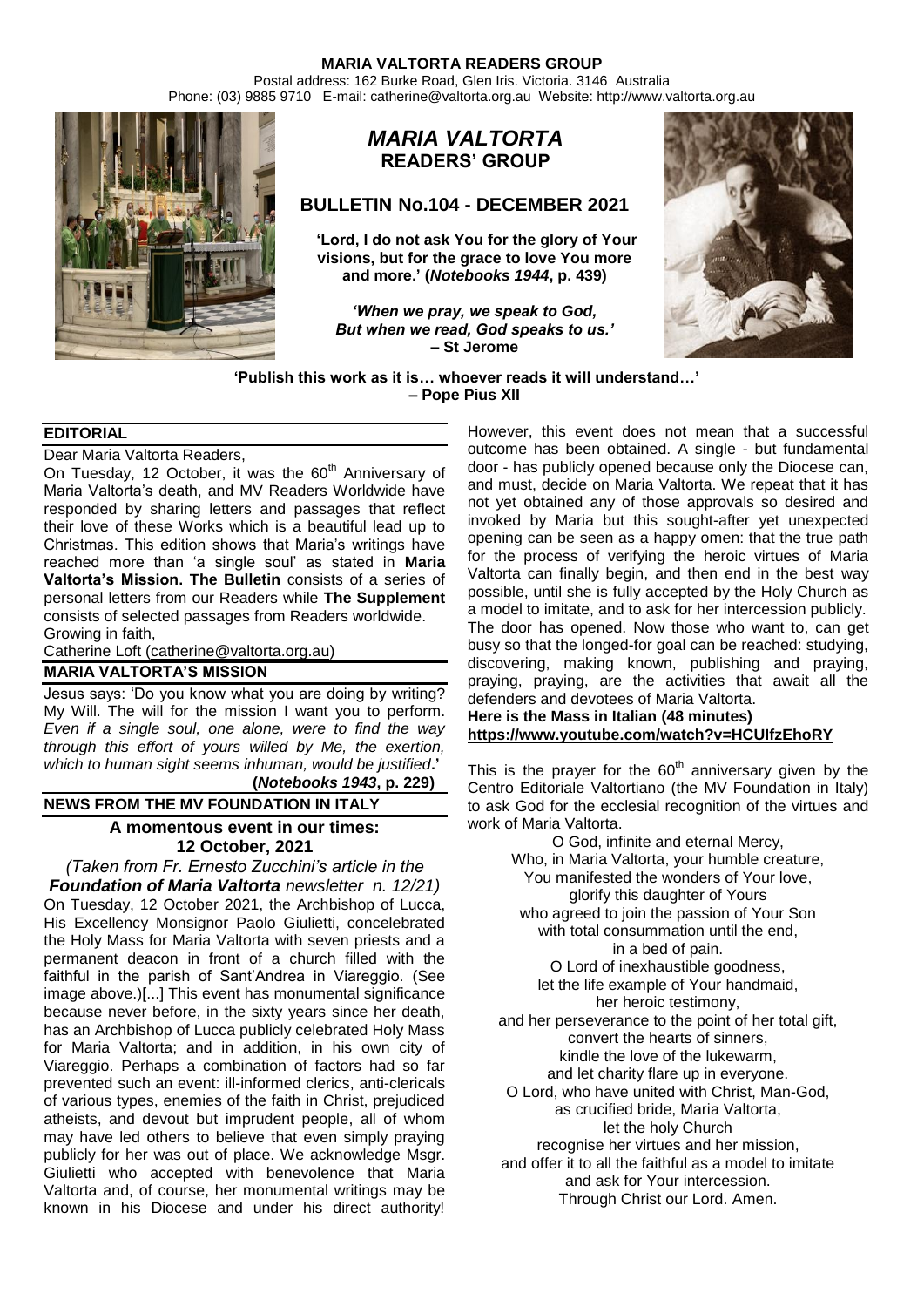**MARIA VALTORTA READERS GROUP**
Postal address: 162 Burke Road, Glen Iris. Victoria. 3146 Australia
Phone: (03) 9885 9710 E-mail: catherine@valtorta.org.au Website: http://www.valtorta.org.au

# *MARIA VALTORTA* READERS' GROUP

## BULLETIN No.104 - DECEMBER 2021

**'Lord, I do not ask You for the glory of Your visions, but for the grace to love You more and more.' (*Notebooks 1944*, p. 439)**

***'When we pray, we speak to God, But when we read, God speaks to us.'* – St Jerome**

**'Publish this work as it is… whoever reads it will understand…' – Pope Pius XII**

### EDITORIAL

Dear Maria Valtorta Readers,

On Tuesday, 12 October, it was the 60th Anniversary of Maria Valtorta's death, and MV Readers Worldwide have responded by sharing letters and passages that reflect their love of these Works which is a beautiful lead up to Christmas. This edition shows that Maria's writings have reached more than 'a single soul' as stated in **Maria Valtorta's Mission. The Bulletin** consists of a series of personal letters from our Readers while **The Supplement** consists of selected passages from Readers worldwide.

Growing in faith,

Catherine Loft (catherine@valtorta.org.au)

### MARIA VALTORTA'S MISSION

Jesus says: 'Do you know what you are doing by writing? My Will. The will for the mission I want you to perform. *Even if a single soul, one alone, were to find the way through this effort of yours willed by Me, the exertion, which to human sight seems inhuman, would be justified*.' **(*Notebooks 1943*, p. 229)**

### NEWS FROM THE MV FOUNDATION IN ITALY

#### A momentous event in our times: 12 October, 2021

*(Taken from Fr. Ernesto Zucchini's article in the **Foundation of Maria Valtorta** newsletter n. 12/21)*

On Tuesday, 12 October 2021, the Archbishop of Lucca, His Excellency Monsignor Paolo Giulietti, concelebrated the Holy Mass for Maria Valtorta with seven priests and a permanent deacon in front of a church filled with the faithful in the parish of Sant'Andrea in Viareggio. (See image above.)[...] This event has monumental significance because never before, in the sixty years since her death, has an Archbishop of Lucca publicly celebrated Holy Mass for Maria Valtorta; and in addition, in his own city of Viareggio. Perhaps a combination of factors had so far prevented such an event: ill-informed clerics, anti-clericals of various types, enemies of the faith in Christ, prejudiced atheists, and devout but imprudent people, all of whom may have led others to believe that even simply praying publicly for her was out of place. We acknowledge Msgr. Giulietti who accepted with benevolence that Maria Valtorta and, of course, her monumental writings may be known in his Diocese and under his direct authority! However, this event does not mean that a successful outcome has been obtained. A single - but fundamental door - has publicly opened because only the Diocese can, and must, decide on Maria Valtorta. We repeat that it has not yet obtained any of those approvals so desired and invoked by Maria but this sought-after yet unexpected opening can be seen as a happy omen: that the true path for the process of verifying the heroic virtues of Maria Valtorta can finally begin, and then end in the best way possible, until she is fully accepted by the Holy Church as a model to imitate, and to ask for her intercession publicly. The door has opened. Now those who want to, can get busy so that the longed-for goal can be reached: studying, discovering, making known, publishing and praying, praying, praying, are the activities that await all the defenders and devotees of Maria Valtorta.

**Here is the Mass in Italian (48 minutes)**
**https://www.youtube.com/watch?v=HCUIfzEhoRY**

This is the prayer for the 60th anniversary given by the Centro Editoriale Valtortiano (the MV Foundation in Italy) to ask God for the ecclesial recognition of the virtues and work of Maria Valtorta.

O God, infinite and eternal Mercy,
Who, in Maria Valtorta, your humble creature,
You manifested the wonders of Your love,
glorify this daughter of Yours
who agreed to join the passion of Your Son
with total consummation until the end,
in a bed of pain.
O Lord of inexhaustible goodness,
let the life example of Your handmaid,
her heroic testimony,
and her perseverance to the point of her total gift,
convert the hearts of sinners,
kindle the love of the lukewarm,
and let charity flare up in everyone.
O Lord, who have united with Christ, Man-God,
as crucified bride, Maria Valtorta,
let the holy Church
recognise her virtues and her mission,
and offer it to all the faithful as a model to imitate
and ask for Your intercession.
Through Christ our Lord. Amen.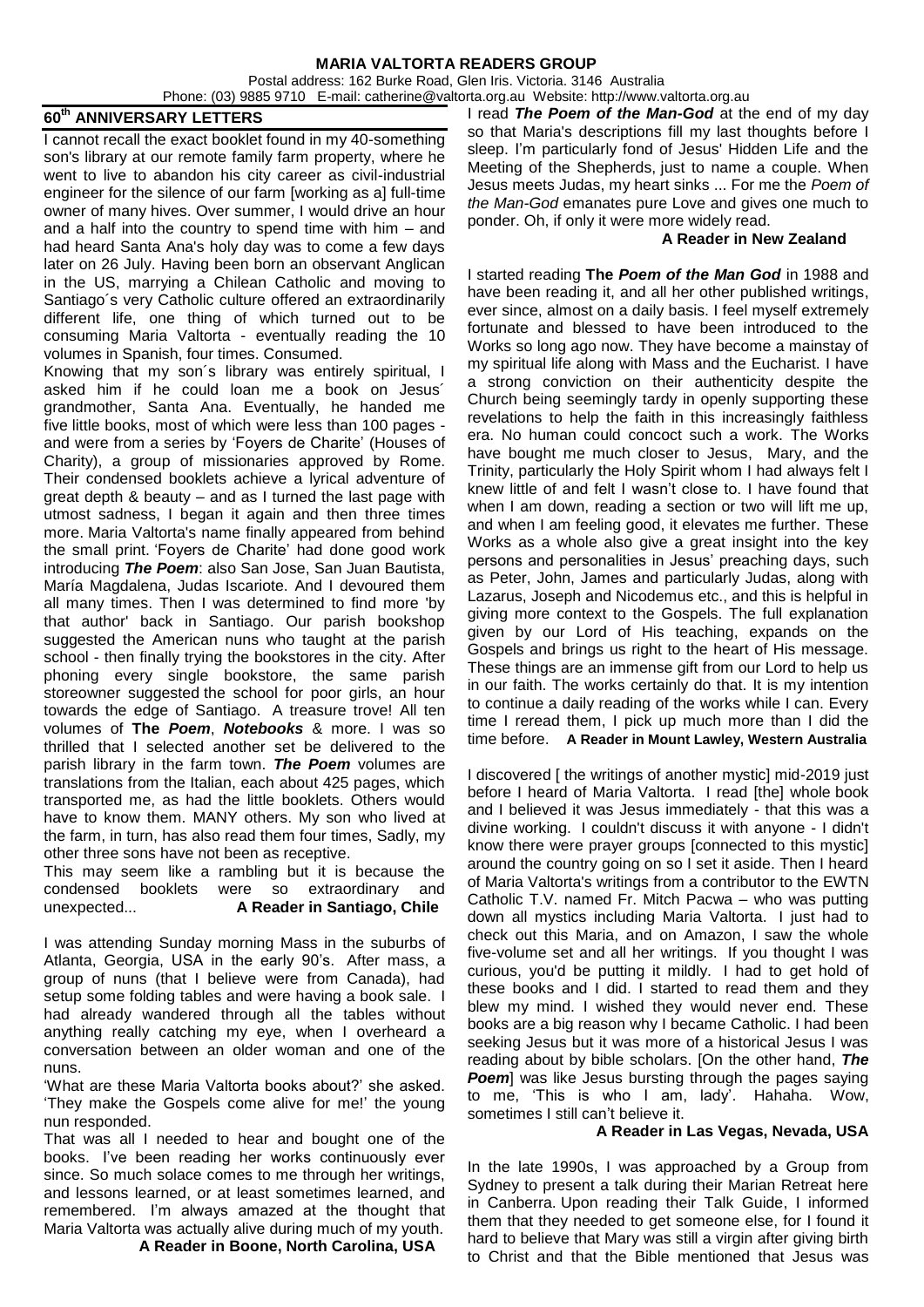**MARIA VALTORTA READERS GROUP**

Postal address: 162 Burke Road, Glen Iris. Victoria. 3146 Australia
Phone: (03) 9885 9710 E-mail: catherine@valtorta.org.au Website: http://www.valtorta.org.au

## 60th ANNIVERSARY LETTERS

I cannot recall the exact booklet found in my 40-something son's library at our remote family farm property, where he went to live to abandon his city career as civil-industrial engineer for the silence of our farm [working as a] full-time owner of many hives. Over summer, I would drive an hour and a half into the country to spend time with him – and had heard Santa Ana's holy day was to come a few days later on 26 July. Having been born an observant Anglican in the US, marrying a Chilean Catholic and moving to Santiago´s very Catholic culture offered an extraordinarily different life, one thing of which turned out to be consuming Maria Valtorta - eventually reading the 10 volumes in Spanish, four times. Consumed.

Knowing that my son´s library was entirely spiritual, I asked him if he could loan me a book on Jesus´ grandmother, Santa Ana. Eventually, he handed me five little books, most of which were less than 100 pages - and were from a series by 'Foyers de Charite' (Houses of Charity), a group of missionaries approved by Rome. Their condensed booklets achieve a lyrical adventure of great depth & beauty – and as I turned the last page with utmost sadness, I began it again and then three times more. Maria Valtorta's name finally appeared from behind the small print. 'Foyers de Charite' had done good work introducing ***The Poem***: also San Jose, San Juan Bautista, María Magdalena, Judas Iscariote. And I devoured them all many times. Then I was determined to find more 'by that author' back in Santiago. Our parish bookshop suggested the American nuns who taught at the parish school - then finally trying the bookstores in the city. After phoning every single bookstore, the same parish storeowner suggested the school for poor girls, an hour towards the edge of Santiago. A treasure trove! All ten volumes of **The *Poem***, ***Notebooks*** & more. I was so thrilled that I selected another set be delivered to the parish library in the farm town. ***The Poem*** volumes are translations from the Italian, each about 425 pages, which transported me, as had the little booklets. Others would have to know them. MANY others. My son who lived at the farm, in turn, has also read them four times, Sadly, my other three sons have not been as receptive.

This may seem like a rambling but it is because the condensed booklets were so extraordinary and unexpected... **A Reader in Santiago, Chile**

I was attending Sunday morning Mass in the suburbs of Atlanta, Georgia, USA in the early 90's. After mass, a group of nuns (that I believe were from Canada), had setup some folding tables and were having a book sale. I had already wandered through all the tables without anything really catching my eye, when I overheard a conversation between an older woman and one of the nuns.

'What are these Maria Valtorta books about?' she asked. 'They make the Gospels come alive for me!' the young nun responded.

That was all I needed to hear and bought one of the books. I've been reading her works continuously ever since. So much solace comes to me through her writings, and lessons learned, or at least sometimes learned, and remembered. I'm always amazed at the thought that Maria Valtorta was actually alive during much of my youth.

**A Reader in Boone, North Carolina, USA**

I read ***The Poem of the Man-God*** at the end of my day so that Maria's descriptions fill my last thoughts before I sleep. I'm particularly fond of Jesus' Hidden Life and the Meeting of the Shepherds, just to name a couple. When Jesus meets Judas, my heart sinks ... For me the *Poem of the Man-God* emanates pure Love and gives one much to ponder. Oh, if only it were more widely read.

**A Reader in New Zealand**

I started reading **The *Poem of the Man God*** in 1988 and have been reading it, and all her other published writings, ever since, almost on a daily basis. I feel myself extremely fortunate and blessed to have been introduced to the Works so long ago now. They have become a mainstay of my spiritual life along with Mass and the Eucharist. I have a strong conviction on their authenticity despite the Church being seemingly tardy in openly supporting these revelations to help the faith in this increasingly faithless era. No human could concoct such a work. The Works have bought me much closer to Jesus, Mary, and the Trinity, particularly the Holy Spirit whom I had always felt I knew little of and felt I wasn't close to. I have found that when I am down, reading a section or two will lift me up, and when I am feeling good, it elevates me further. These Works as a whole also give a great insight into the key persons and personalities in Jesus' preaching days, such as Peter, John, James and particularly Judas, along with Lazarus, Joseph and Nicodemus etc., and this is helpful in giving more context to the Gospels. The full explanation given by our Lord of His teaching, expands on the Gospels and brings us right to the heart of His message. These things are an immense gift from our Lord to help us in our faith. The works certainly do that. It is my intention to continue a daily reading of the works while I can. Every time I reread them, I pick up much more than I did the time before. **A Reader in Mount Lawley, Western Australia**

I discovered [ the writings of another mystic] mid-2019 just before I heard of Maria Valtorta. I read [the] whole book and I believed it was Jesus immediately - that this was a divine working. I couldn't discuss it with anyone - I didn't know there were prayer groups [connected to this mystic] around the country going on so I set it aside. Then I heard of Maria Valtorta's writings from a contributor to the EWTN Catholic T.V. named Fr. Mitch Pacwa – who was putting down all mystics including Maria Valtorta. I just had to check out this Maria, and on Amazon, I saw the whole five-volume set and all her writings. If you thought I was curious, you'd be putting it mildly. I had to get hold of these books and I did. I started to read them and they blew my mind. I wished they would never end. These books are a big reason why I became Catholic. I had been seeking Jesus but it was more of a historical Jesus I was reading about by bible scholars. [On the other hand, ***The Poem***] was like Jesus bursting through the pages saying to me, 'This is who I am, lady'. Hahaha. Wow, sometimes I still can't believe it.

**A Reader in Las Vegas, Nevada, USA**

In the late 1990s, I was approached by a Group from Sydney to present a talk during their Marian Retreat here in Canberra. Upon reading their Talk Guide, I informed them that they needed to get someone else, for I found it hard to believe that Mary was still a virgin after giving birth to Christ and that the Bible mentioned that Jesus was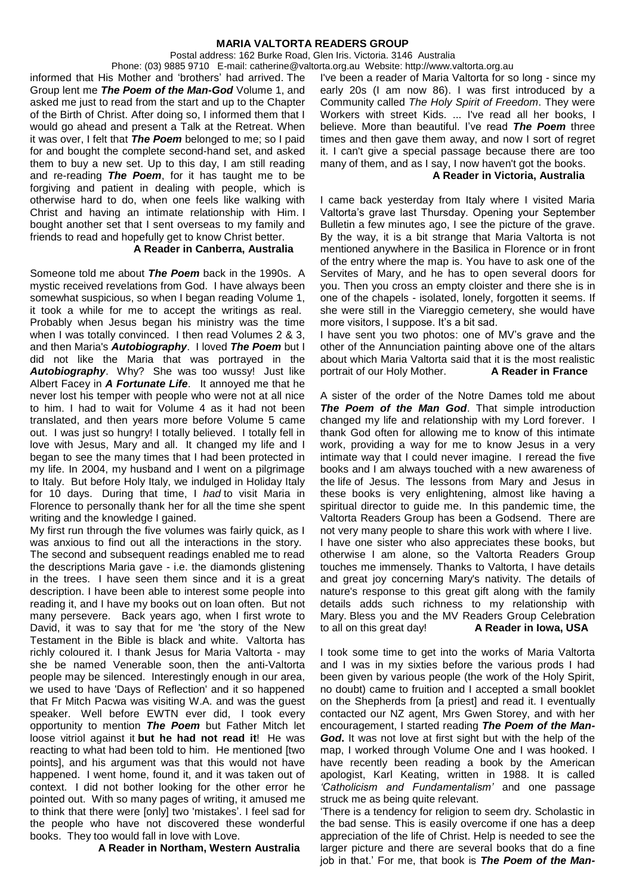informed that His Mother and 'brothers' had arrived. The Group lent me ***The Poem of the Man-God*** Volume 1, and asked me just to read from the start and up to the Chapter of the Birth of Christ. After doing so, I informed them that I would go ahead and present a Talk at the Retreat. When it was over, I felt that ***The Poem*** belonged to me; so I paid for and bought the complete second-hand set, and asked them to buy a new set. Up to this day, I am still reading and re-reading ***The Poem***, for it has taught me to be forgiving and patient in dealing with people, which is otherwise hard to do, when one feels like walking with Christ and having an intimate relationship with Him. I bought another set that I sent overseas to my family and friends to read and hopefully get to know Christ better.

**A Reader in Canberra, Australia**

Someone told me about ***The Poem*** back in the 1990s. A mystic received revelations from God. I have always been somewhat suspicious, so when I began reading Volume 1, it took a while for me to accept the writings as real. Probably when Jesus began his ministry was the time when I was totally convinced. I then read Volumes 2 & 3, and then Maria's ***Autobiography***. I loved ***The Poem*** but I did not like the Maria that was portrayed in the ***Autobiography***. Why? She was too wussy! Just like Albert Facey in ***A Fortunate Life***. It annoyed me that he never lost his temper with people who were not at all nice to him. I had to wait for Volume 4 as it had not been translated, and then years more before Volume 5 came out. I was just so hungry! I totally believed. I totally fell in love with Jesus, Mary and all. It changed my life and I began to see the many times that I had been protected in my life. In 2004, my husband and I went on a pilgrimage to Italy. But before Holy Italy, we indulged in Holiday Italy for 10 days. During that time, I *had* to visit Maria in Florence to personally thank her for all the time she spent writing and the knowledge I gained.

My first run through the five volumes was fairly quick, as I was anxious to find out all the interactions in the story. The second and subsequent readings enabled me to read the descriptions Maria gave - i.e. the diamonds glistening in the trees. I have seen them since and it is a great description. I have been able to interest some people into reading it, and I have my books out on loan often. But not many persevere. Back years ago, when I first wrote to David, it was to say that for me 'the story of the New Testament in the Bible is black and white. Valtorta has richly coloured it. I thank Jesus for Maria Valtorta - may she be named Venerable soon, then the anti-Valtorta people may be silenced. Interestingly enough in our area, we used to have 'Days of Reflection' and it so happened that Fr Mitch Pacwa was visiting W.A. and was the guest speaker. Well before EWTN ever did, I took every opportunity to mention ***The Poem*** but Father Mitch let loose vitriol against it **but he had not read it**! He was reacting to what had been told to him. He mentioned [two points], and his argument was that this would not have happened. I went home, found it, and it was taken out of context. I did not bother looking for the other error he pointed out. With so many pages of writing, it amused me to think that there were [only] two 'mistakes'. I feel sad for the people who have not discovered these wonderful books. They too would fall in love with Love.

**A Reader in Northam, Western Australia**

I've been a reader of Maria Valtorta for so long - since my early 20s (I am now 86). I was first introduced by a Community called *The Holy Spirit of Freedom*. They were Workers with street Kids. ... I've read all her books, I believe. More than beautiful. I've read ***The Poem*** three times and then gave them away, and now I sort of regret it. I can't give a special passage because there are too many of them, and as I say, I now haven't got the books.

**A Reader in Victoria, Australia**

I came back yesterday from Italy where I visited Maria Valtorta's grave last Thursday. Opening your September Bulletin a few minutes ago, I see the picture of the grave. By the way, it is a bit strange that Maria Valtorta is not mentioned anywhere in the Basilica in Florence or in front of the entry where the map is. You have to ask one of the Servites of Mary, and he has to open several doors for you. Then you cross an empty cloister and there she is in one of the chapels - isolated, lonely, forgotten it seems. If she were still in the Viareggio cemetery, she would have more visitors, I suppose. It's a bit sad.

I have sent you two photos: one of MV's grave and the other of the Annunciation painting above one of the altars about which Maria Valtorta said that it is the most realistic portrait of our Holy Mother. **A Reader in France**

A sister of the order of the Notre Dames told me about ***The Poem of the Man God***. That simple introduction changed my life and relationship with my Lord forever. I thank God often for allowing me to know of this intimate work, providing a way for me to know Jesus in a very intimate way that I could never imagine. I reread the five books and I am always touched with a new awareness of the life of Jesus. The lessons from Mary and Jesus in these books is very enlightening, almost like having a spiritual director to guide me. In this pandemic time, the Valtorta Readers Group has been a Godsend. There are not very many people to share this work with where I live. I have one sister who also appreciates these books, but otherwise I am alone, so the Valtorta Readers Group touches me immensely. Thanks to Valtorta, I have details and great joy concerning Mary's nativity. The details of nature's response to this great gift along with the family details adds such richness to my relationship with Mary. Bless you and the MV Readers Group Celebration to all on this great day! **A Reader in Iowa, USA**

I took some time to get into the works of Maria Valtorta and I was in my sixties before the various prods I had been given by various people (the work of the Holy Spirit, no doubt) came to fruition and I accepted a small booklet on the Shepherds from [a priest] and read it. I eventually contacted our NZ agent, Mrs Gwen Storey, and with her encouragement, I started reading ***The Poem of the Man-God***. It was not love at first sight but with the help of the map, I worked through Volume One and I was hooked. I have recently been reading a book by the American apologist, Karl Keating, written in 1988. It is called *'Catholicism and Fundamentalism'* and one passage struck me as being quite relevant.

'There is a tendency for religion to seem dry. Scholastic in the bad sense. This is easily overcome if one has a deep appreciation of the life of Christ. Help is needed to see the larger picture and there are several books that do a fine job in that.' For me, that book is ***The Poem of the Man-***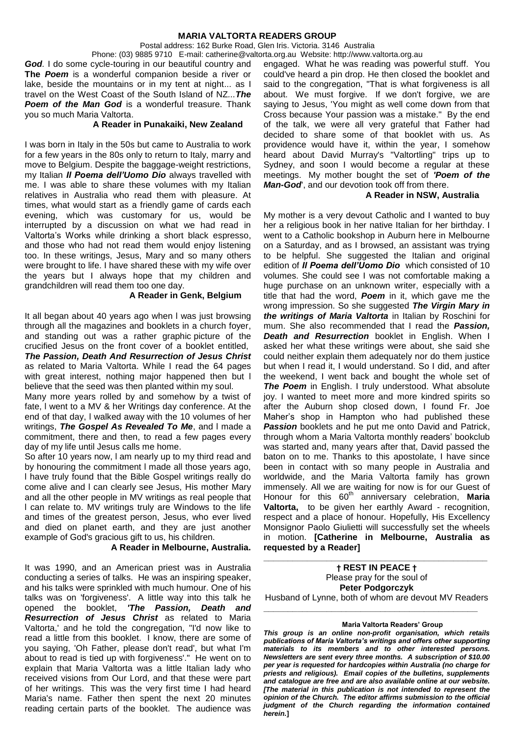**MARIA VALTORTA READERS GROUP**

Postal address: 162 Burke Road, Glen Iris. Victoria. 3146 Australia

Phone: (03) 9885 9710 E-mail: catherine@valtorta.org.au Website: http://www.valtorta.org.au

***God***. I do some cycle-touring in our beautiful country and **The *Poem*** is a wonderful companion beside a river or lake, beside the mountains or in my tent at night... as I travel on the West Coast of the South Island of NZ...***The Poem of the Man God*** is a wonderful treasure. Thank you so much Maria Valtorta.

**A Reader in Punakaiki, New Zealand**

I was born in Italy in the 50s but came to Australia to work for a few years in the 80s only to return to Italy, marry and move to Belgium. Despite the baggage-weight restrictions, my Italian ***Il Poema dell'Uomo Dio*** always travelled with me. I was able to share these volumes with my Italian relatives in Australia who read them with pleasure. At times, what would start as a friendly game of cards each evening, which was customary for us, would be interrupted by a discussion on what we had read in Valtorta's Works while drinking a short black espresso, and those who had not read them would enjoy listening too. In these writings, Jesus, Mary and so many others were brought to life. I have shared these with my wife over the years but I always hope that my children and grandchildren will read them too one day.

**A Reader in Genk, Belgium**

It all began about 40 years ago when I was just browsing through all the magazines and booklets in a church foyer, and standing out was a rather graphic picture of the crucified Jesus on the front cover of a booklet entitled, ***The Passion, Death And Resurrection of Jesus Christ*** as related to Maria Valtorta. While I read the 64 pages with great interest, nothing major happened then but I believe that the seed was then planted within my soul.

Many more years rolled by and somehow by a twist of fate, I went to a MV & her Writings day conference. At the end of that day, I walked away with the 10 volumes of her writings, ***The Gospel As Revealed To Me***, and I made a commitment, there and then, to read a few pages every day of my life until Jesus calls me home.

So after 10 years now, I am nearly up to my third read and by honouring the commitment I made all those years ago, I have truly found that the Bible Gospel writings really do come alive and I can clearly see Jesus, His mother Mary and all the other people in MV writings as real people that I can relate to. MV writings truly are Windows to the life and times of the greatest person, Jesus, who ever lived and died on planet earth, and they are just another example of God's gracious gift to us, his children.

**A Reader in Melbourne, Australia.**

It was 1990, and an American priest was in Australia conducting a series of talks. He was an inspiring speaker, and his talks were sprinkled with much humour. One of his talks was on 'forgiveness'. A little way into this talk he opened the booklet, ***'The Passion, Death and Resurrection of Jesus Christ*** as related to Maria Valtorta,' and he told the congregation, "I'd now like to read a little from this booklet. I know, there are some of you saying, 'Oh Father, please don't read', but what I'm about to read is tied up with forgiveness'." He went on to explain that Maria Valtorta was a little Italian lady who received visions from Our Lord, and that these were part of her writings. This was the very first time I had heard Maria's name. Father then spent the next 20 minutes reading certain parts of the booklet. The audience was engaged. What he was reading was powerful stuff. You could've heard a pin drop. He then closed the booklet and said to the congregation, "That is what forgiveness is all about. We must forgive. If we don't forgive, we are saying to Jesus, 'You might as well come down from that Cross because Your passion was a mistake." By the end of the talk, we were all very grateful that Father had decided to share some of that booklet with us. As providence would have it, within the year, I somehow heard about David Murray's "Valtortling" trips up to Sydney, and soon I would become a regular at these meetings. My mother bought the set of ***'Poem of the Man-God***', and our devotion took off from there.

**A Reader in NSW, Australia**

My mother is a very devout Catholic and I wanted to buy her a religious book in her native Italian for her birthday. I went to a Catholic bookshop in Auburn here in Melbourne on a Saturday, and as I browsed, an assistant was trying to be helpful. She suggested the Italian and original edition of ***Il Poema dell'Uomo Dio*** which consisted of 10 volumes. She could see I was not comfortable making a huge purchase on an unknown writer, especially with a title that had the word, ***Poem*** in it, which gave me the wrong impression. So she suggested ***The Virgin Mary in the writings of Maria Valtorta*** in Italian by Roschini for mum. She also recommended that I read the ***Passion, Death and Resurrection*** booklet in English. When I asked her what these writings were about, she said she could neither explain them adequately nor do them justice but when I read it, I would understand. So I did, and after the weekend, I went back and bought the whole set of ***The Poem*** in English. I truly understood. What absolute joy. I wanted to meet more and more kindred spirits so after the Auburn shop closed down, I found Fr. Joe Maher's shop in Hampton who had published these ***Passion*** booklets and he put me onto David and Patrick, through whom a Maria Valtorta monthly readers' bookclub was started and, many years after that, David passed the baton on to me. Thanks to this apostolate, I have since been in contact with so many people in Australia and worldwide, and the Maria Valtorta family has grown immensely. All we are waiting for now is for our Guest of Honour for this 60th anniversary celebration, **Maria Valtorta,** to be given her earthly Award - recognition, respect and a place of honour. Hopefully, His Excellency Monsignor Paolo Giulietti will successfully set the wheels in motion. **[Catherine in Melbourne, Australia as requested by a Reader]**

---

**† REST IN PEACE †**

Please pray for the soul of

**Peter Podgorczyk**

Husband of Lynne, both of whom are devout MV Readers

---

**Maria Valtorta Readers' Group**

***This group is an online non-profit organisation, which retails publications of Maria Valtorta's writings and offers other supporting materials to its members and to other interested persons. Newsletters are sent every three months. A subscription of $10.00 per year is requested for hardcopies within Australia (no charge for priests and religious). Email copies of the bulletins, supplements and catalogue are free and are also available online at our website. [The material in this publication is not intended to represent the opinion of the Church. The editor affirms submission to the official judgment of the Church regarding the information contained herein.]***